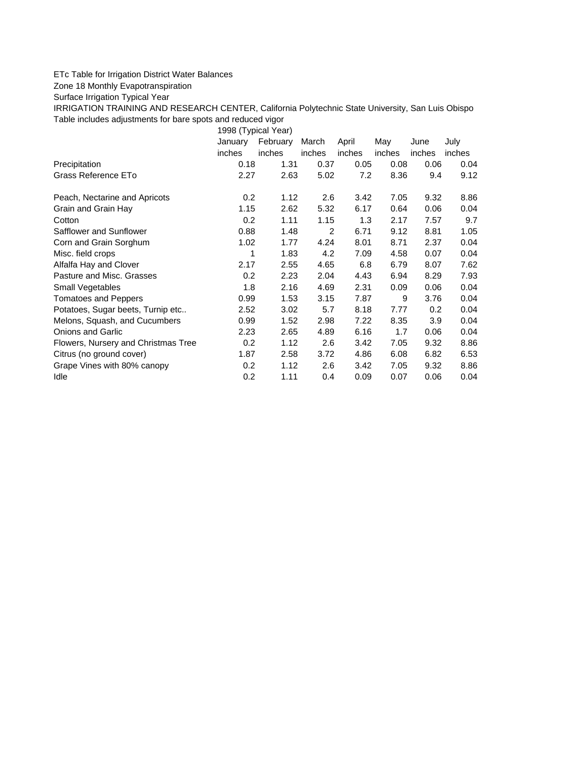ETc Table for Irrigation District Water Balances

Zone 18 Monthly Evapotranspiration

Surface Irrigation Typical Year

IRRIGATION TRAINING AND RESEARCH CENTER, California Polytechnic State University, San Luis Obispo

Table includes adjustments for bare spots and reduced vigor

| | 1998 (Typical Year) | | | | | | |
|---|---|---|---|---|---|---|---|
| | January | February | March | April | May | June | July |
| | inches | inches | inches | inches | inches | inches | inches |
| Precipitation | 0.18 | 1.31 | 0.37 | 0.05 | 0.08 | 0.06 | 0.04 |
| Grass Reference ETo | 2.27 | 2.63 | 5.02 | 7.2 | 8.36 | 9.4 | 9.12 |
| | | | | | | | |
| Peach, Nectarine and Apricots | 0.2 | 1.12 | 2.6 | 3.42 | 7.05 | 9.32 | 8.86 |
| Grain and Grain Hay | 1.15 | 2.62 | 5.32 | 6.17 | 0.64 | 0.06 | 0.04 |
| Cotton | 0.2 | 1.11 | 1.15 | 1.3 | 2.17 | 7.57 | 9.7 |
| Safflower and Sunflower | 0.88 | 1.48 | 2 | 6.71 | 9.12 | 8.81 | 1.05 |
| Corn and Grain Sorghum | 1.02 | 1.77 | 4.24 | 8.01 | 8.71 | 2.37 | 0.04 |
| Misc. field crops | 1 | 1.83 | 4.2 | 7.09 | 4.58 | 0.07 | 0.04 |
| Alfalfa Hay and Clover | 2.17 | 2.55 | 4.65 | 6.8 | 6.79 | 8.07 | 7.62 |
| Pasture and Misc. Grasses | 0.2 | 2.23 | 2.04 | 4.43 | 6.94 | 8.29 | 7.93 |
| Small Vegetables | 1.8 | 2.16 | 4.69 | 2.31 | 0.09 | 0.06 | 0.04 |
| Tomatoes and Peppers | 0.99 | 1.53 | 3.15 | 7.87 | 9 | 3.76 | 0.04 |
| Potatoes, Sugar beets, Turnip etc.. | 2.52 | 3.02 | 5.7 | 8.18 | 7.77 | 0.2 | 0.04 |
| Melons, Squash, and Cucumbers | 0.99 | 1.52 | 2.98 | 7.22 | 8.35 | 3.9 | 0.04 |
| Onions and Garlic | 2.23 | 2.65 | 4.89 | 6.16 | 1.7 | 0.06 | 0.04 |
| Flowers, Nursery and Christmas Tree | 0.2 | 1.12 | 2.6 | 3.42 | 7.05 | 9.32 | 8.86 |
| Citrus (no ground cover) | 1.87 | 2.58 | 3.72 | 4.86 | 6.08 | 6.82 | 6.53 |
| Grape Vines with 80% canopy | 0.2 | 1.12 | 2.6 | 3.42 | 7.05 | 9.32 | 8.86 |
| Idle | 0.2 | 1.11 | 0.4 | 0.09 | 0.07 | 0.06 | 0.04 |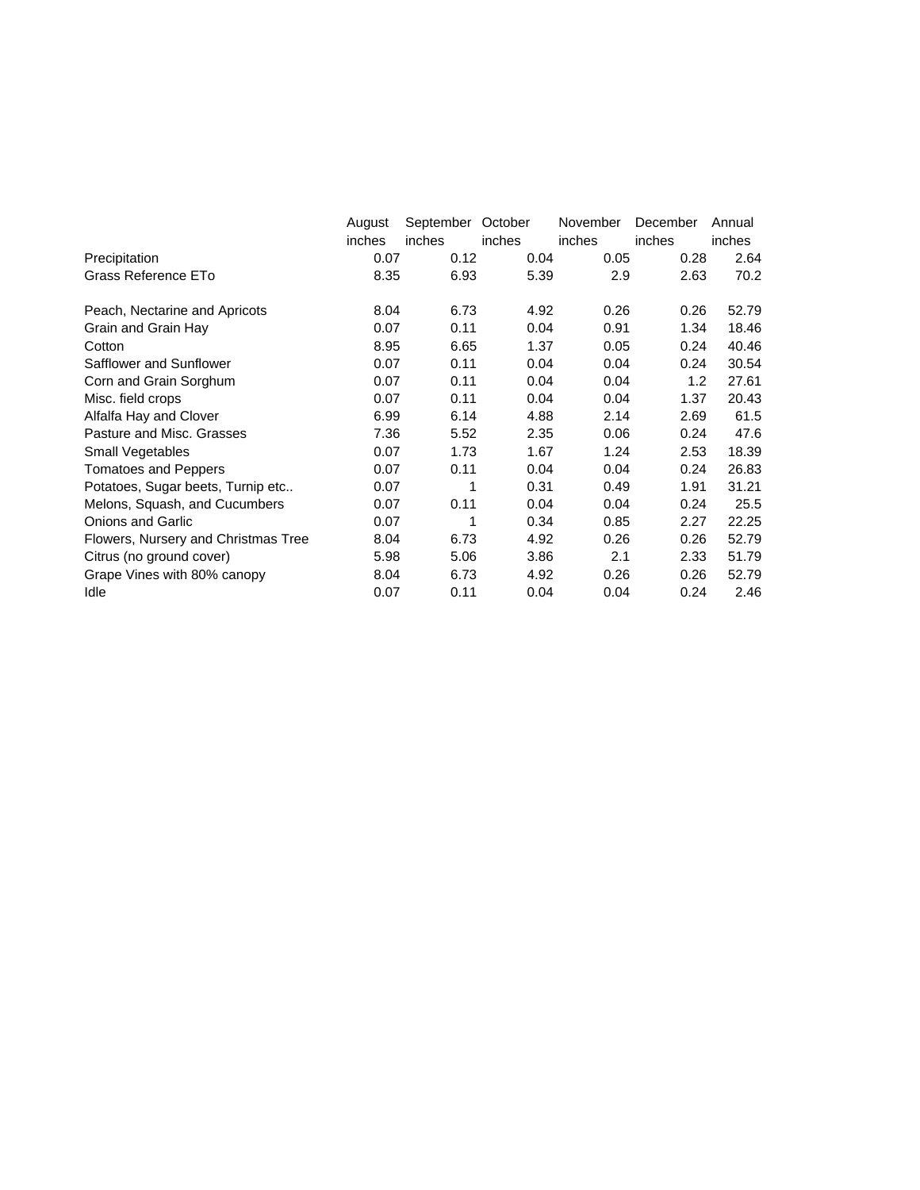| | August inches | September inches | October inches | November inches | December inches | Annual inches |
|---|---|---|---|---|---|---|
| Precipitation | 0.07 | 0.12 | 0.04 | 0.05 | 0.28 | 2.64 |
| Grass Reference ETo | 8.35 | 6.93 | 5.39 | 2.9 | 2.63 | 70.2 |
| | | | | | | |
| Peach, Nectarine and Apricots | 8.04 | 6.73 | 4.92 | 0.26 | 0.26 | 52.79 |
| Grain and Grain Hay | 0.07 | 0.11 | 0.04 | 0.91 | 1.34 | 18.46 |
| Cotton | 8.95 | 6.65 | 1.37 | 0.05 | 0.24 | 40.46 |
| Safflower and Sunflower | 0.07 | 0.11 | 0.04 | 0.04 | 0.24 | 30.54 |
| Corn and Grain Sorghum | 0.07 | 0.11 | 0.04 | 0.04 | 1.2 | 27.61 |
| Misc. field crops | 0.07 | 0.11 | 0.04 | 0.04 | 1.37 | 20.43 |
| Alfalfa Hay and Clover | 6.99 | 6.14 | 4.88 | 2.14 | 2.69 | 61.5 |
| Pasture and Misc. Grasses | 7.36 | 5.52 | 2.35 | 0.06 | 0.24 | 47.6 |
| Small Vegetables | 0.07 | 1.73 | 1.67 | 1.24 | 2.53 | 18.39 |
| Tomatoes and Peppers | 0.07 | 0.11 | 0.04 | 0.04 | 0.24 | 26.83 |
| Potatoes, Sugar beets, Turnip etc.. | 0.07 | 1 | 0.31 | 0.49 | 1.91 | 31.21 |
| Melons, Squash, and Cucumbers | 0.07 | 0.11 | 0.04 | 0.04 | 0.24 | 25.5 |
| Onions and Garlic | 0.07 | 1 | 0.34 | 0.85 | 2.27 | 22.25 |
| Flowers, Nursery and Christmas Tree | 8.04 | 6.73 | 4.92 | 0.26 | 0.26 | 52.79 |
| Citrus (no ground cover) | 5.98 | 5.06 | 3.86 | 2.1 | 2.33 | 51.79 |
| Grape Vines with 80% canopy | 8.04 | 6.73 | 4.92 | 0.26 | 0.26 | 52.79 |
| Idle | 0.07 | 0.11 | 0.04 | 0.04 | 0.24 | 2.46 |